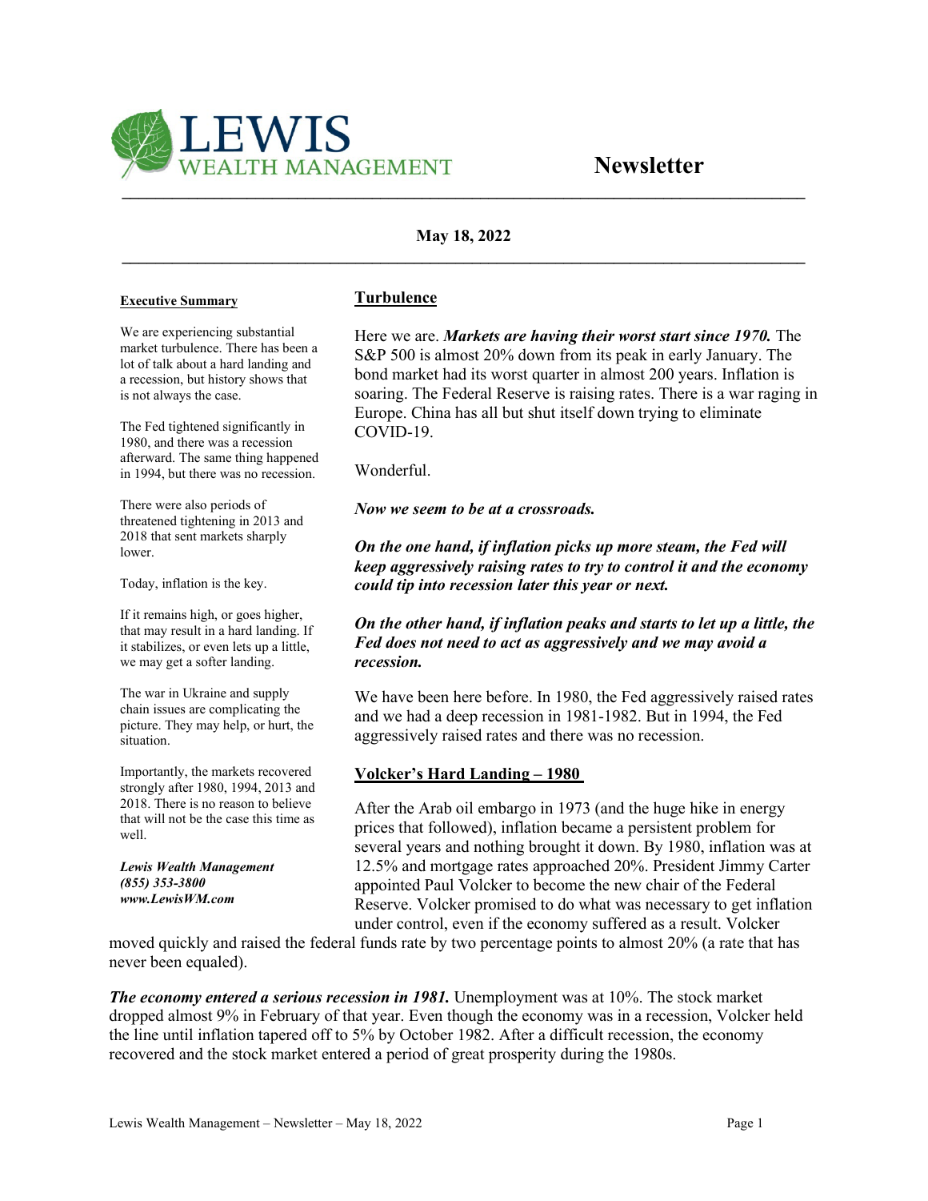# LEWIS WEALTH MANAGEMENT

# Newsletter

**May 18, 2022**

## Turbulence

Here we are. ***Markets are having their worst start since 1970.*** The S&P 500 is almost 20% down from its peak in early January. The bond market had its worst quarter in almost 200 years. Inflation is soaring. The Federal Reserve is raising rates. There is a war raging in Europe. China has all but shut itself down trying to eliminate COVID-19.

Wonderful.

***Now we seem to be at a crossroads.***

***On the one hand, if inflation picks up more steam, the Fed will keep aggressively raising rates to try to control it and the economy could tip into recession later this year or next.***

***On the other hand, if inflation peaks and starts to let up a little, the Fed does not need to act as aggressively and we may avoid a recession.***

We have been here before. In 1980, the Fed aggressively raised rates and we had a deep recession in 1981-1982. But in 1994, the Fed aggressively raised rates and there was no recession.

## Volcker's Hard Landing – 1980

After the Arab oil embargo in 1973 (and the huge hike in energy prices that followed), inflation became a persistent problem for several years and nothing brought it down. By 1980, inflation was at 12.5% and mortgage rates approached 20%. President Jimmy Carter appointed Paul Volcker to become the new chair of the Federal Reserve. Volcker promised to do what was necessary to get inflation under control, even if the economy suffered as a result. Volcker moved quickly and raised the federal funds rate by two percentage points to almost 20% (a rate that has never been equaled).

***The economy entered a serious recession in 1981.*** Unemployment was at 10%. The stock market dropped almost 9% in February of that year. Even though the economy was in a recession, Volcker held the line until inflation tapered off to 5% by October 1982. After a difficult recession, the economy recovered and the stock market entered a period of great prosperity during the 1980s.

### Executive Summary

We are experiencing substantial market turbulence. There has been a lot of talk about a hard landing and a recession, but history shows that is not always the case.

The Fed tightened significantly in 1980, and there was a recession afterward. The same thing happened in 1994, but there was no recession.

There were also periods of threatened tightening in 2013 and 2018 that sent markets sharply lower.

Today, inflation is the key.

If it remains high, or goes higher, that may result in a hard landing. If it stabilizes, or even lets up a little, we may get a softer landing.

The war in Ukraine and supply chain issues are complicating the picture. They may help, or hurt, the situation.

Importantly, the markets recovered strongly after 1980, 1994, 2013 and 2018. There is no reason to believe that will not be the case this time as well.

***Lewis Wealth Management***
***(855) 353-3800***
***www.LewisWM.com***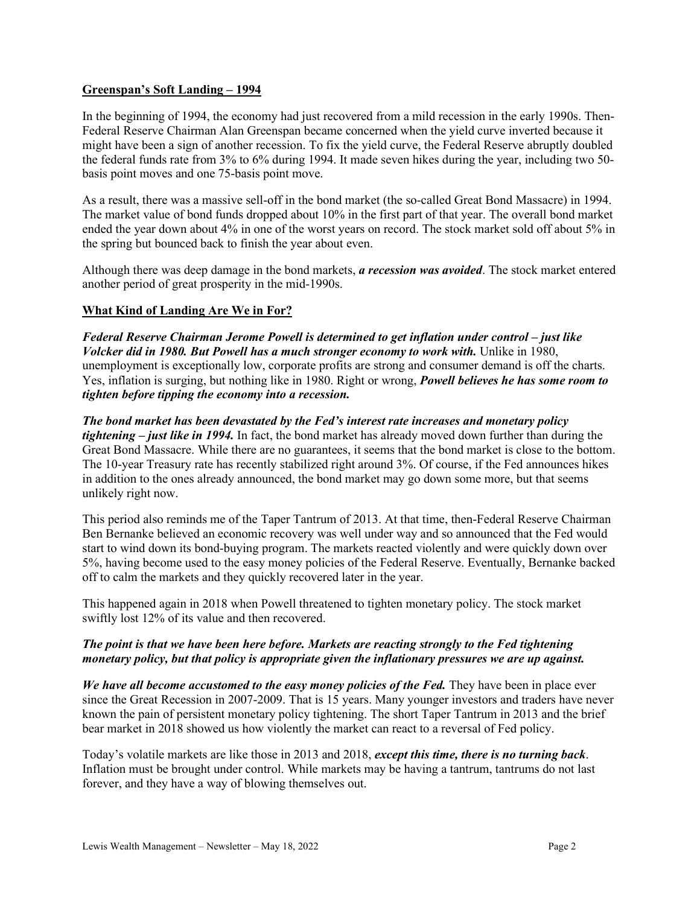## Greenspan's Soft Landing – 1994

In the beginning of 1994, the economy had just recovered from a mild recession in the early 1990s. Then-Federal Reserve Chairman Alan Greenspan became concerned when the yield curve inverted because it might have been a sign of another recession. To fix the yield curve, the Federal Reserve abruptly doubled the federal funds rate from 3% to 6% during 1994. It made seven hikes during the year, including two 50-basis point moves and one 75-basis point move.

As a result, there was a massive sell-off in the bond market (the so-called Great Bond Massacre) in 1994. The market value of bond funds dropped about 10% in the first part of that year. The overall bond market ended the year down about 4% in one of the worst years on record. The stock market sold off about 5% in the spring but bounced back to finish the year about even.

Although there was deep damage in the bond markets, ***a recession was avoided***. The stock market entered another period of great prosperity in the mid-1990s.

## What Kind of Landing Are We in For?

***Federal Reserve Chairman Jerome Powell is determined to get inflation under control – just like Volcker did in 1980. But Powell has a much stronger economy to work with.*** Unlike in 1980, unemployment is exceptionally low, corporate profits are strong and consumer demand is off the charts. Yes, inflation is surging, but nothing like in 1980. Right or wrong, ***Powell believes he has some room to tighten before tipping the economy into a recession.***

***The bond market has been devastated by the Fed's interest rate increases and monetary policy tightening – just like in 1994.*** In fact, the bond market has already moved down further than during the Great Bond Massacre. While there are no guarantees, it seems that the bond market is close to the bottom. The 10-year Treasury rate has recently stabilized right around 3%. Of course, if the Fed announces hikes in addition to the ones already announced, the bond market may go down some more, but that seems unlikely right now.

This period also reminds me of the Taper Tantrum of 2013. At that time, then-Federal Reserve Chairman Ben Bernanke believed an economic recovery was well under way and so announced that the Fed would start to wind down its bond-buying program. The markets reacted violently and were quickly down over 5%, having become used to the easy money policies of the Federal Reserve. Eventually, Bernanke backed off to calm the markets and they quickly recovered later in the year.

This happened again in 2018 when Powell threatened to tighten monetary policy. The stock market swiftly lost 12% of its value and then recovered.

***The point is that we have been here before. Markets are reacting strongly to the Fed tightening monetary policy, but that policy is appropriate given the inflationary pressures we are up against.***

***We have all become accustomed to the easy money policies of the Fed.*** They have been in place ever since the Great Recession in 2007-2009. That is 15 years. Many younger investors and traders have never known the pain of persistent monetary policy tightening. The short Taper Tantrum in 2013 and the brief bear market in 2018 showed us how violently the market can react to a reversal of Fed policy.

Today's volatile markets are like those in 2013 and 2018, ***except this time, there is no turning back***. Inflation must be brought under control. While markets may be having a tantrum, tantrums do not last forever, and they have a way of blowing themselves out.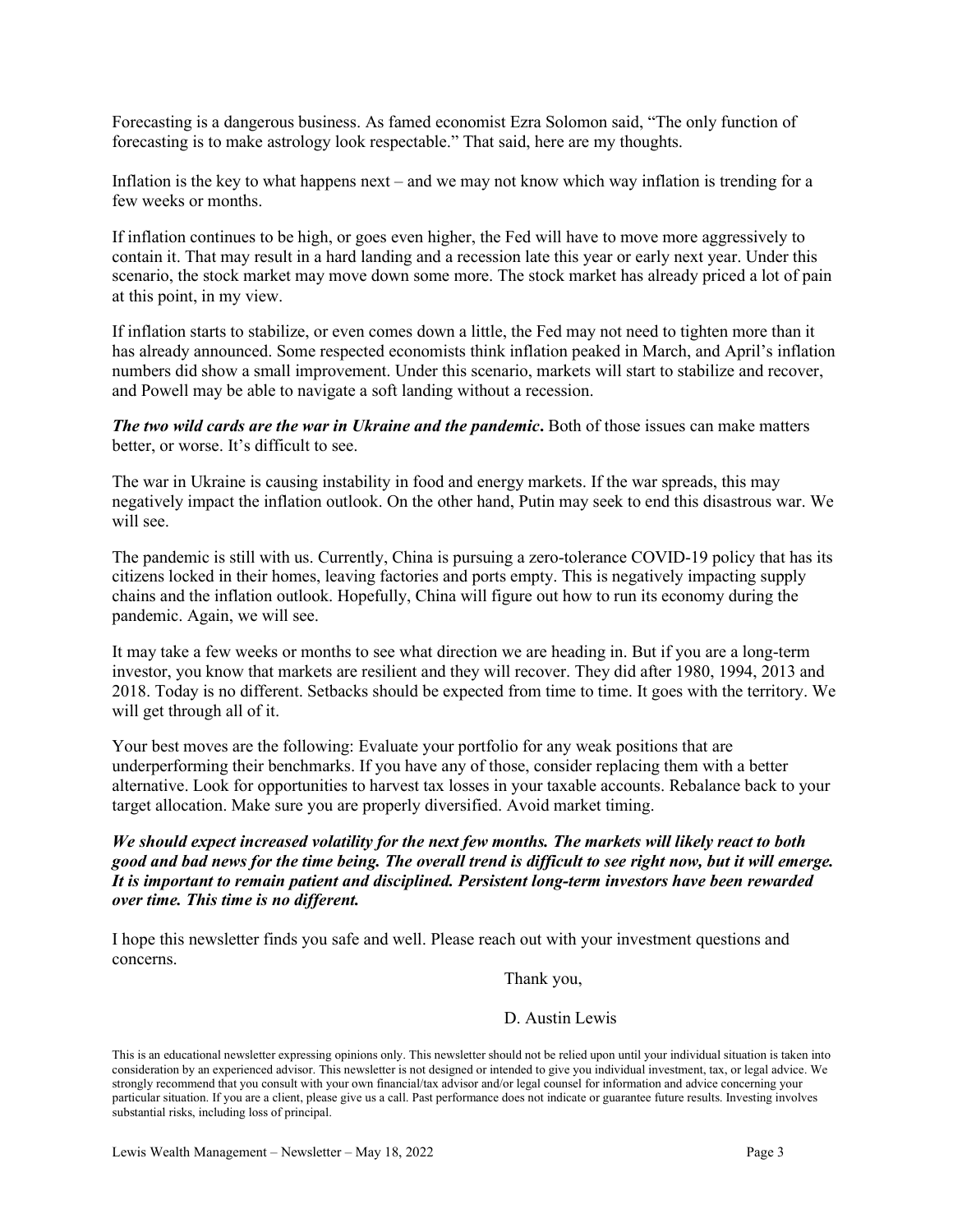Forecasting is a dangerous business. As famed economist Ezra Solomon said, "The only function of forecasting is to make astrology look respectable." That said, here are my thoughts.

Inflation is the key to what happens next – and we may not know which way inflation is trending for a few weeks or months.

If inflation continues to be high, or goes even higher, the Fed will have to move more aggressively to contain it. That may result in a hard landing and a recession late this year or early next year. Under this scenario, the stock market may move down some more. The stock market has already priced a lot of pain at this point, in my view.

If inflation starts to stabilize, or even comes down a little, the Fed may not need to tighten more than it has already announced. Some respected economists think inflation peaked in March, and April's inflation numbers did show a small improvement. Under this scenario, markets will start to stabilize and recover, and Powell may be able to navigate a soft landing without a recession.

***The two wild cards are the war in Ukraine and the pandemic*.** Both of those issues can make matters better, or worse. It's difficult to see.

The war in Ukraine is causing instability in food and energy markets. If the war spreads, this may negatively impact the inflation outlook. On the other hand, Putin may seek to end this disastrous war. We will see.

The pandemic is still with us. Currently, China is pursuing a zero-tolerance COVID-19 policy that has its citizens locked in their homes, leaving factories and ports empty. This is negatively impacting supply chains and the inflation outlook. Hopefully, China will figure out how to run its economy during the pandemic. Again, we will see.

It may take a few weeks or months to see what direction we are heading in. But if you are a long-term investor, you know that markets are resilient and they will recover. They did after 1980, 1994, 2013 and 2018. Today is no different. Setbacks should be expected from time to time. It goes with the territory. We will get through all of it.

Your best moves are the following: Evaluate your portfolio for any weak positions that are underperforming their benchmarks. If you have any of those, consider replacing them with a better alternative. Look for opportunities to harvest tax losses in your taxable accounts. Rebalance back to your target allocation. Make sure you are properly diversified. Avoid market timing.

***We should expect increased volatility for the next few months. The markets will likely react to both good and bad news for the time being. The overall trend is difficult to see right now, but it will emerge. It is important to remain patient and disciplined. Persistent long-term investors have been rewarded over time. This time is no different.***

I hope this newsletter finds you safe and well. Please reach out with your investment questions and concerns.

Thank you,

D. Austin Lewis

This is an educational newsletter expressing opinions only. This newsletter should not be relied upon until your individual situation is taken into consideration by an experienced advisor. This newsletter is not designed or intended to give you individual investment, tax, or legal advice. We strongly recommend that you consult with your own financial/tax advisor and/or legal counsel for information and advice concerning your particular situation. If you are a client, please give us a call. Past performance does not indicate or guarantee future results. Investing involves substantial risks, including loss of principal.